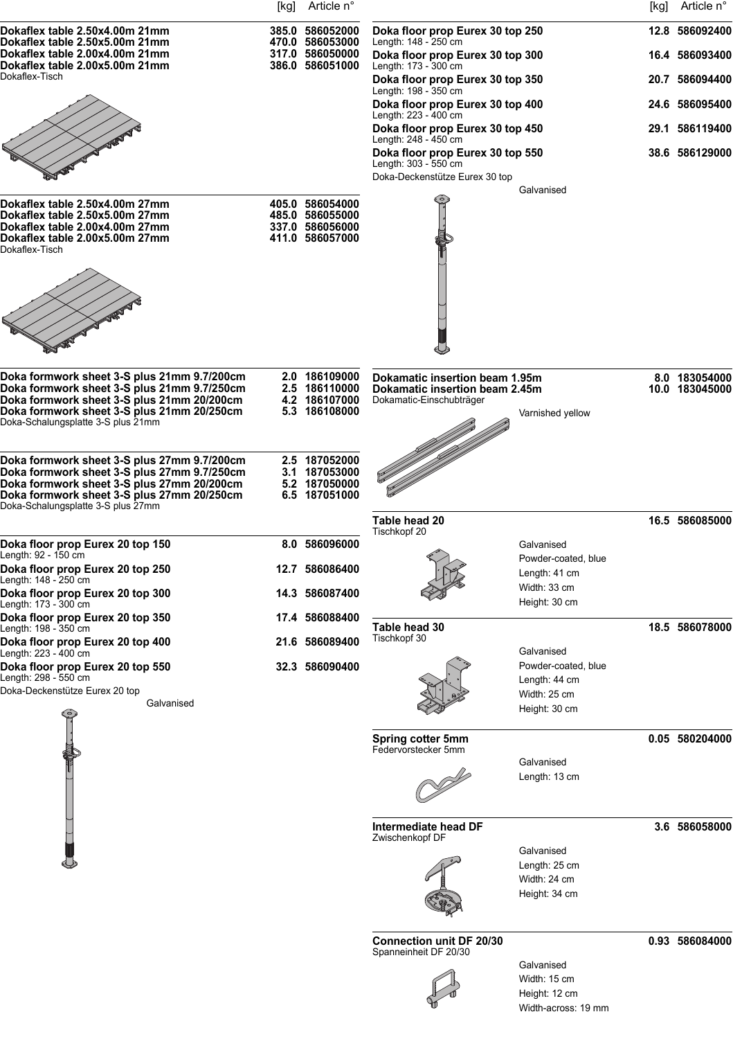| | [kg] | Article n° |
|---|---|---|
| **Dokaflex table 2.50x4.00m 21mm** | **385.0** | **586052000** |
| **Dokaflex table 2.50x5.00m 21mm** | **470.0** | **586053000** |
| **Dokaflex table 2.00x4.00m 21mm** | **317.0** | **586050000** |
| **Dokaflex table 2.00x5.00m 21mm** | **386.0** | **586051000** |

Dokaflex-Tisch

| | [kg] | Article n° |
|---|---|---|
| **Dokaflex table 2.50x4.00m 27mm** | **405.0** | **586054000** |
| **Dokaflex table 2.50x5.00m 27mm** | **485.0** | **586055000** |
| **Dokaflex table 2.00x4.00m 27mm** | **337.0** | **586056000** |
| **Dokaflex table 2.00x5.00m 27mm** | **411.0** | **586057000** |

Dokaflex-Tisch

| | [kg] | Article n° |
|---|---|---|
| **Doka formwork sheet 3-S plus 21mm 9.7/200cm** | **2.0** | **186109000** |
| **Doka formwork sheet 3-S plus 21mm 9.7/250cm** | **2.5** | **186110000** |
| **Doka formwork sheet 3-S plus 21mm 20/200cm** | **4.2** | **186107000** |
| **Doka formwork sheet 3-S plus 21mm 20/250cm** | **5.3** | **186108000** |

Doka-Schalungsplatte 3-S plus 21mm

| | [kg] | Article n° |
|---|---|---|
| **Doka formwork sheet 3-S plus 27mm 9.7/200cm** | **2.5** | **187052000** |
| **Doka formwork sheet 3-S plus 27mm 9.7/250cm** | **3.1** | **187053000** |
| **Doka formwork sheet 3-S plus 27mm 20/200cm** | **5.2** | **187050000** |
| **Doka formwork sheet 3-S plus 27mm 20/250cm** | **6.5** | **187051000** |

Doka-Schalungsplatte 3-S plus 27mm

| | [kg] | Article n° |
|---|---|---|
| **Doka floor prop Eurex 20 top 150** (Length: 92 - 150 cm) | **8.0** | **586096000** |
| **Doka floor prop Eurex 20 top 250** (Length: 148 - 250 cm) | **12.7** | **586086400** |
| **Doka floor prop Eurex 20 top 300** (Length: 173 - 300 cm) | **14.3** | **586087400** |
| **Doka floor prop Eurex 20 top 350** (Length: 198 - 350 cm) | **17.4** | **586088400** |
| **Doka floor prop Eurex 20 top 400** (Length: 223 - 400 cm) | **21.6** | **586089400** |
| **Doka floor prop Eurex 20 top 550** (Length: 298 - 550 cm) | **32.3** | **586090400** |

Doka-Deckenstütze Eurex 20 top

Galvanised

| | [kg] | Article n° |
|---|---|---|
| **Doka floor prop Eurex 30 top 250** (Length: 148 - 250 cm) | **12.8** | **586092400** |
| **Doka floor prop Eurex 30 top 300** (Length: 173 - 300 cm) | **16.4** | **586093400** |
| **Doka floor prop Eurex 30 top 350** (Length: 198 - 350 cm) | **20.7** | **586094400** |
| **Doka floor prop Eurex 30 top 400** (Length: 223 - 400 cm) | **24.6** | **586095400** |
| **Doka floor prop Eurex 30 top 450** (Length: 248 - 450 cm) | **29.1** | **586119400** |
| **Doka floor prop Eurex 30 top 550** (Length: 303 - 550 cm) | **38.6** | **586129000** |

Doka-Deckenstütze Eurex 30 top

Galvanised

| | [kg] | Article n° |
|---|---|---|
| **Dokamatic insertion beam 1.95m** | **8.0** | **183054000** |
| **Dokamatic insertion beam 2.45m** | **10.0** | **183045000** |

Dokamatic-Einschubträger

Varnished yellow

| | [kg] | Article n° |
|---|---|---|
| **Table head 20** | **16.5** | **586085000** |

Tischkopf 20

Galvanised
Powder-coated, blue
Length: 41 cm
Width: 33 cm
Height: 30 cm

| | [kg] | Article n° |
|---|---|---|
| **Table head 30** | **18.5** | **586078000** |

Tischkopf 30

Galvanised
Powder-coated, blue
Length: 44 cm
Width: 25 cm
Height: 30 cm

| | [kg] | Article n° |
|---|---|---|
| **Spring cotter 5mm** | **0.05** | **580204000** |

Federvorstecker 5mm

Galvanised
Length: 13 cm

| | [kg] | Article n° |
|---|---|---|
| **Intermediate head DF** | **3.6** | **586058000** |

Zwischenkopf DF

Galvanised
Length: 25 cm
Width: 24 cm
Height: 34 cm

| | [kg] | Article n° |
|---|---|---|
| **Connection unit DF 20/30** | **0.93** | **586084000** |

Spanneinheit DF 20/30

Galvanised
Width: 15 cm
Height: 12 cm
Width-across: 19 mm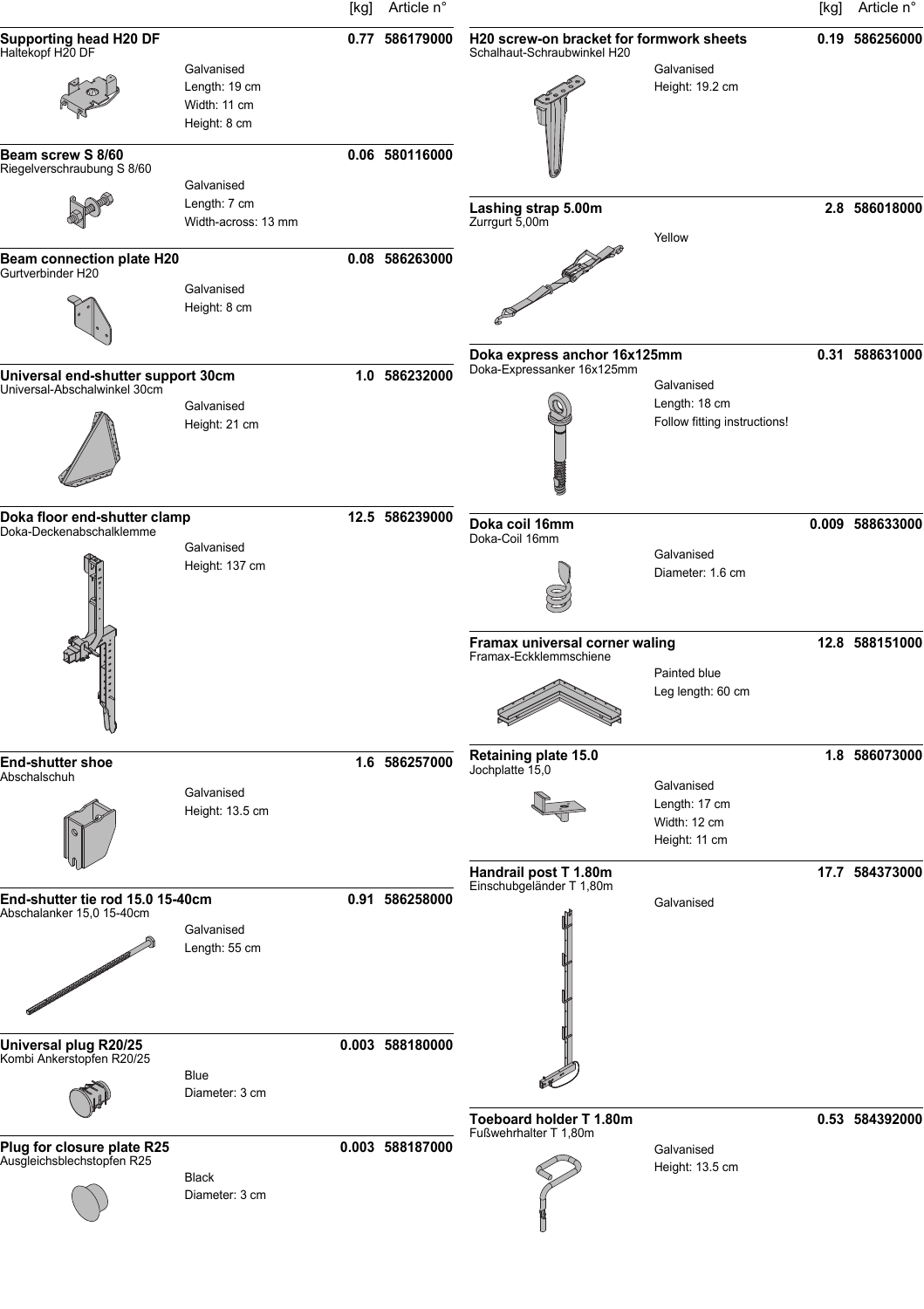| Item | [kg] | Article n° |
|---|---|---|
| **Supporting head H20 DF**<br>Haltekopf H20 DF<br>Galvanised<br>Length: 19 cm<br>Width: 11 cm<br>Height: 8 cm | 0.77 | 586179000 |
| **Beam screw S 8/60**<br>Riegelverschraubung S 8/60<br>Galvanised<br>Length: 7 cm<br>Width-across: 13 mm | 0.06 | 580116000 |
| **Beam connection plate H20**<br>Gurtverbinder H20<br>Galvanised<br>Height: 8 cm | 0.08 | 586263000 |
| **Universal end-shutter support 30cm**<br>Universal-Abschalwinkel 30cm<br>Galvanised<br>Height: 21 cm | 1.0 | 586232000 |
| **Doka floor end-shutter clamp**<br>Doka-Deckenabschalklemme<br>Galvanised<br>Height: 137 cm | 12.5 | 586239000 |
| **End-shutter shoe**<br>Abschalschuh<br>Galvanised<br>Height: 13.5 cm | 1.6 | 586257000 |
| **End-shutter tie rod 15.0 15-40cm**<br>Abschalanker 15,0 15-40cm<br>Galvanised<br>Length: 55 cm | 0.91 | 586258000 |
| **Universal plug R20/25**<br>Kombi Ankerstopfen R20/25<br>Blue<br>Diameter: 3 cm | 0.003 | 588180000 |
| **Plug for closure plate R25**<br>Ausgleichsblechstopfen R25<br>Black<br>Diameter: 3 cm | 0.003 | 588187000 |
| **H20 screw-on bracket for formwork sheets**<br>Schalhaut-Schraubwinkel H20<br>Galvanised<br>Height: 19.2 cm | 0.19 | 586256000 |
| **Lashing strap 5.00m**<br>Zurrgurt 5,00m<br>Yellow | 2.8 | 586018000 |
| **Doka express anchor 16x125mm**<br>Doka-Expressanker 16x125mm<br>Galvanised<br>Length: 18 cm<br>Follow fitting instructions! | 0.31 | 588631000 |
| **Doka coil 16mm**<br>Doka-Coil 16mm<br>Galvanised<br>Diameter: 1.6 cm | 0.009 | 588633000 |
| **Framax universal corner waling**<br>Framax-Eckklemmschiene<br>Painted blue<br>Leg length: 60 cm | 12.8 | 588151000 |
| **Retaining plate 15.0**<br>Jochplatte 15,0<br>Galvanised<br>Length: 17 cm<br>Width: 12 cm<br>Height: 11 cm | 1.8 | 586073000 |
| **Handrail post T 1.80m**<br>Einschubgeländer T 1,80m<br>Galvanised | 17.7 | 584373000 |
| **Toeboard holder T 1.80m**<br>Fußwehrhalter T 1,80m<br>Galvanised<br>Height: 13.5 cm | 0.53 | 584392000 |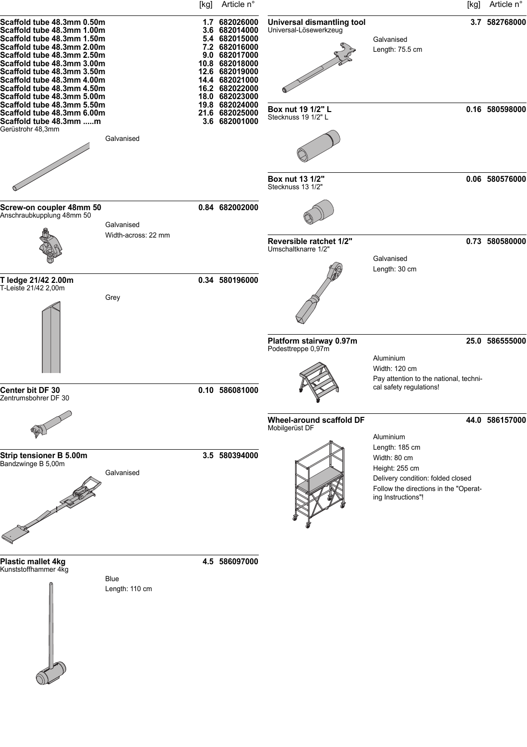| | [kg] | Article n° |
|---|---|---|
| **Scaffold tube 48.3mm 0.50m** | **1.7** | **682026000** |
| **Scaffold tube 48.3mm 1.00m** | **3.6** | **682014000** |
| **Scaffold tube 48.3mm 1.50m** | **5.4** | **682015000** |
| **Scaffold tube 48.3mm 2.00m** | **7.2** | **682016000** |
| **Scaffold tube 48.3mm 2.50m** | **9.0** | **682017000** |
| **Scaffold tube 48.3mm 3.00m** | **10.8** | **682018000** |
| **Scaffold tube 48.3mm 3.50m** | **12.6** | **682019000** |
| **Scaffold tube 48.3mm 4.00m** | **14.4** | **682021000** |
| **Scaffold tube 48.3mm 4.50m** | **16.2** | **682022000** |
| **Scaffold tube 48.3mm 5.00m** | **18.0** | **682023000** |
| **Scaffold tube 48.3mm 5.50m** | **19.8** | **682024000** |
| **Scaffold tube 48.3mm 6.00m** | **21.6** | **682025000** |
| **Scaffold tube 48.3mm .....m** | **3.6** | **682001000** |

Gerüstrohr 48,3mm

Galvanised

**Screw-on coupler 48mm 50** — **0.84** — **682002000**
Anschraubkupplung 48mm 50

Galvanised
Width-across: 22 mm

**T ledge 21/42 2.00m** — **0.34** — **580196000**
T-Leiste 21/42 2,00m

Grey

**Center bit DF 30** — **0.10** — **586081000**
Zentrumsbohrer DF 30

**Strip tensioner B 5.00m** — **3.5** — **580394000**
Bandzwinge B 5,00m

Galvanised

**Plastic mallet 4kg** — **4.5** — **586097000**
Kunststoffhammer 4kg

Blue
Length: 110 cm

**Universal dismantling tool** — **3.7** — **582768000**
Universal-Lösewerkzeug

Galvanised
Length: 75.5 cm

**Box nut 19 1/2" L** — **0.16** — **580598000**
Stecknuss 19 1/2" L

**Box nut 13 1/2"** — **0.06** — **580576000**
Stecknuss 13 1/2"

**Reversible ratchet 1/2"** — **0.73** — **580580000**
Umschaltknarre 1/2"

Galvanised
Length: 30 cm

**Platform stairway 0.97m** — **25.0** — **586555000**
Podesttreppe 0,97m

Aluminium
Width: 120 cm
Pay attention to the national, technical safety regulations!

**Wheel-around scaffold DF** — **44.0** — **586157000**
Mobilgerüst DF

Aluminium
Length: 185 cm
Width: 80 cm
Height: 255 cm
Delivery condition: folded closed
Follow the directions in the "Operating Instructions"!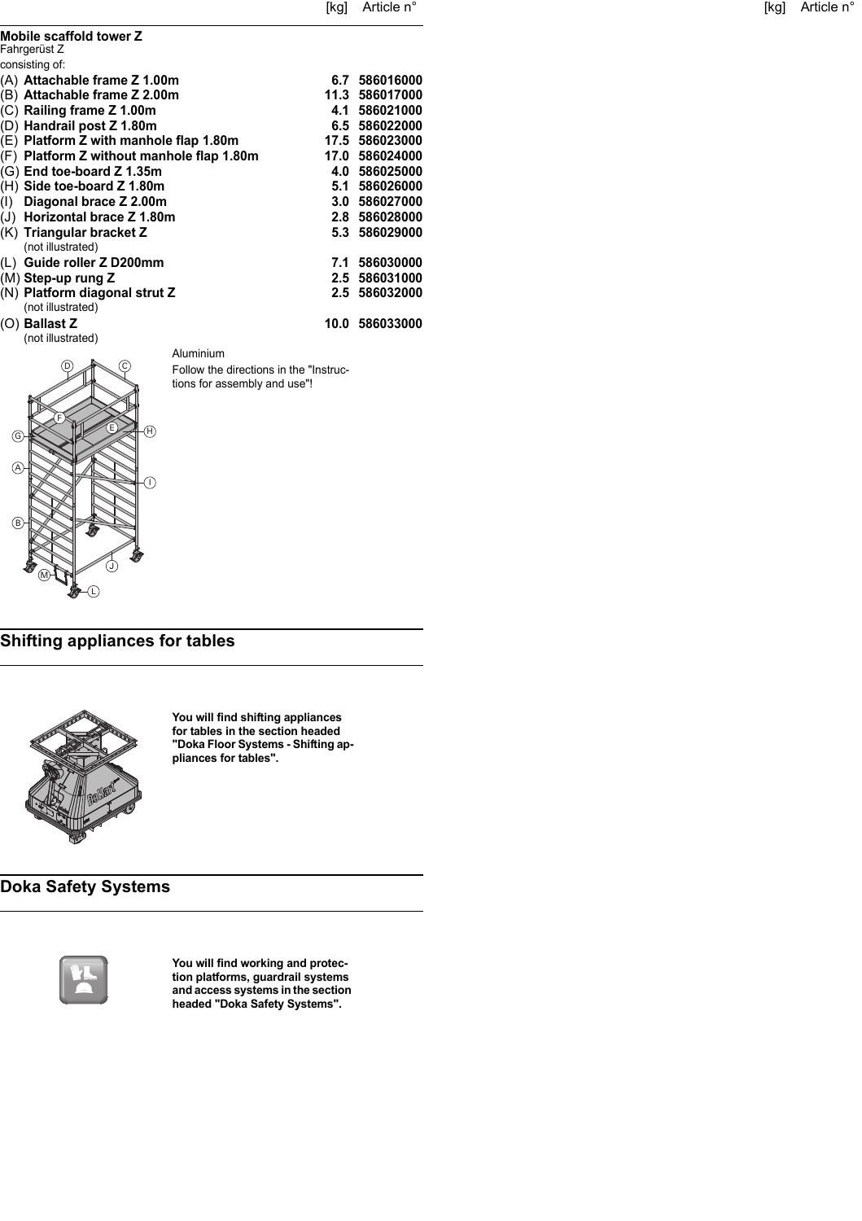**Mobile scaffold tower Z**
Fahrgerüst Z
consisting of:

| | [kg] | Article n° |
|---|---|---|
| (A) **Attachable frame Z 1.00m** | **6.7** | **586016000** |
| (B) **Attachable frame Z 2.00m** | **11.3** | **586017000** |
| (C) **Railing frame Z 1.00m** | **4.1** | **586021000** |
| (D) **Handrail post Z 1.80m** | **6.5** | **586022000** |
| (E) **Platform Z with manhole flap 1.80m** | **17.5** | **586023000** |
| (F) **Platform Z without manhole flap 1.80m** | **17.0** | **586024000** |
| (G) **End toe-board Z 1.35m** | **4.0** | **586025000** |
| (H) **Side toe-board Z 1.80m** | **5.1** | **586026000** |
| (I) **Diagonal brace Z 2.00m** | **3.0** | **586027000** |
| (J) **Horizontal brace Z 1.80m** | **2.8** | **586028000** |
| (K) **Triangular bracket Z** (not illustrated) | **5.3** | **586029000** |
| (L) **Guide roller Z D200mm** | **7.1** | **586030000** |
| (M) **Step-up rung Z** | **2.5** | **586031000** |
| (N) **Platform diagonal strut Z** (not illustrated) | **2.5** | **586032000** |
| (O) **Ballast Z** (not illustrated) | **10.0** | **586033000** |

Aluminium

Follow the directions in the "Instructions for assembly and use"!

## Shifting appliances for tables

**You will find shifting appliances for tables in the section headed "Doka Floor Systems - Shifting appliances for tables".**

## Doka Safety Systems

**You will find working and protection platforms, guardrail systems and access systems in the section headed "Doka Safety Systems".**